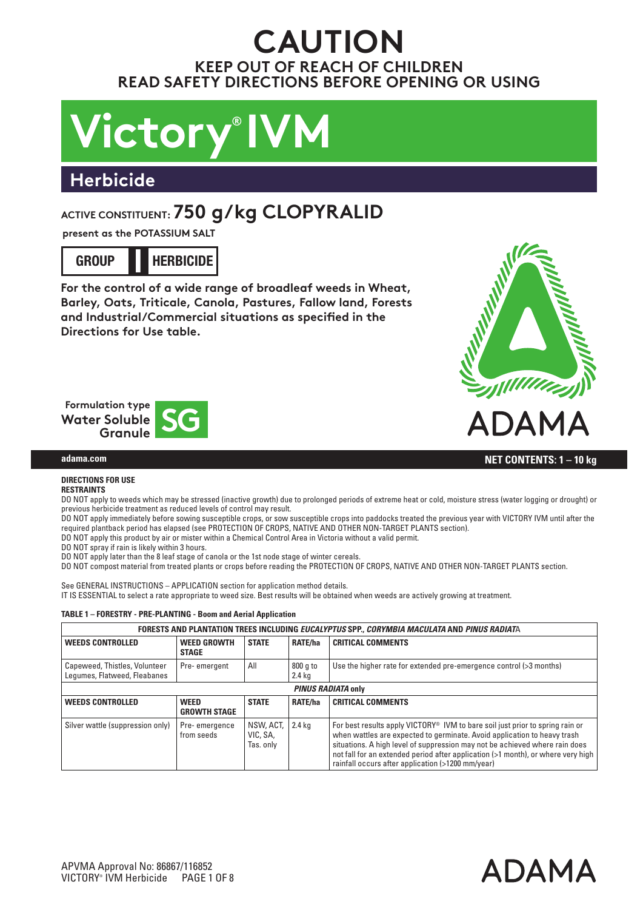# CAUTION

**KEEP OUT OF REACH OF CHILDREN**
**READ SAFETY DIRECTIONS BEFORE OPENING OR USING**

# Victory® IVM

## Herbicide

**ACTIVE CONSTITUENT: 750 g/kg CLOPYRALID**

**present as the POTASSIUM SALT**

**GROUP I HERBICIDE**

**For the control of a wide range of broadleaf weeds in Wheat, Barley, Oats, Triticale, Canola, Pastures, Fallow land, Forests and Industrial/Commercial situations as specified in the Directions for Use table.**

**Formulation type Water Soluble Granule SG**

ADAMA

**adama.com**

**NET CONTENTS: 1 – 10 kg**

### DIRECTIONS FOR USE

**RESTRAINTS**

DO NOT apply to weeds which may be stressed (inactive growth) due to prolonged periods of extreme heat or cold, moisture stress (water logging or drought) or previous herbicide treatment as reduced levels of control may result.

DO NOT apply immediately before sowing susceptible crops, or sow susceptible crops into paddocks treated the previous year with VICTORY IVM until after the required plantback period has elapsed (see PROTECTION OF CROPS, NATIVE AND OTHER NON-TARGET PLANTS section).

DO NOT apply this product by air or mister within a Chemical Control Area in Victoria without a valid permit.

DO NOT spray if rain is likely within 3 hours.

DO NOT apply later than the 8 leaf stage of canola or the 1st node stage of winter cereals.

DO NOT compost material from treated plants or crops before reading the PROTECTION OF CROPS, NATIVE AND OTHER NON-TARGET PLANTS section.

See GENERAL INSTRUCTIONS – APPLICATION section for application method details.

IT IS ESSENTIAL to select a rate appropriate to weed size. Best results will be obtained when weeds are actively growing at treatment.

**TABLE 1 – FORESTRY - PRE-PLANTING - Boom and Aerial Application**

| **FORESTS AND PLANTATION TREES INCLUDING *EUCALYPTUS* SPP., *CORYMBIA MACULATA* AND *PINUS RADIATA*** | | | | |
|---|---|---|---|---|
| **WEEDS CONTROLLED** | **WEED GROWTH STAGE** | **STATE** | **RATE/ha** | **CRITICAL COMMENTS** |
| Capeweed, Thistles, Volunteer Legumes, Flatweed, Fleabanes | Pre- emergent | All | 800 g to 2.4 kg | Use the higher rate for extended pre-emergence control (>3 months) |
| ***PINUS RADIATA* only** | | | | |
| **WEEDS CONTROLLED** | **WEED GROWTH STAGE** | **STATE** | **RATE/ha** | **CRITICAL COMMENTS** |
| Silver wattle (suppression only) | Pre- emergence from seeds | NSW, ACT, VIC, SA, Tas. only | 2.4 kg | For best results apply VICTORY® IVM to bare soil just prior to spring rain or when wattles are expected to germinate. Avoid application to heavy trash situations. A high level of suppression may not be achieved where rain does not fall for an extended period after application (>1 month), or where very high rainfall occurs after application (>1200 mm/year) |

APVMA Approval No: 86867/116852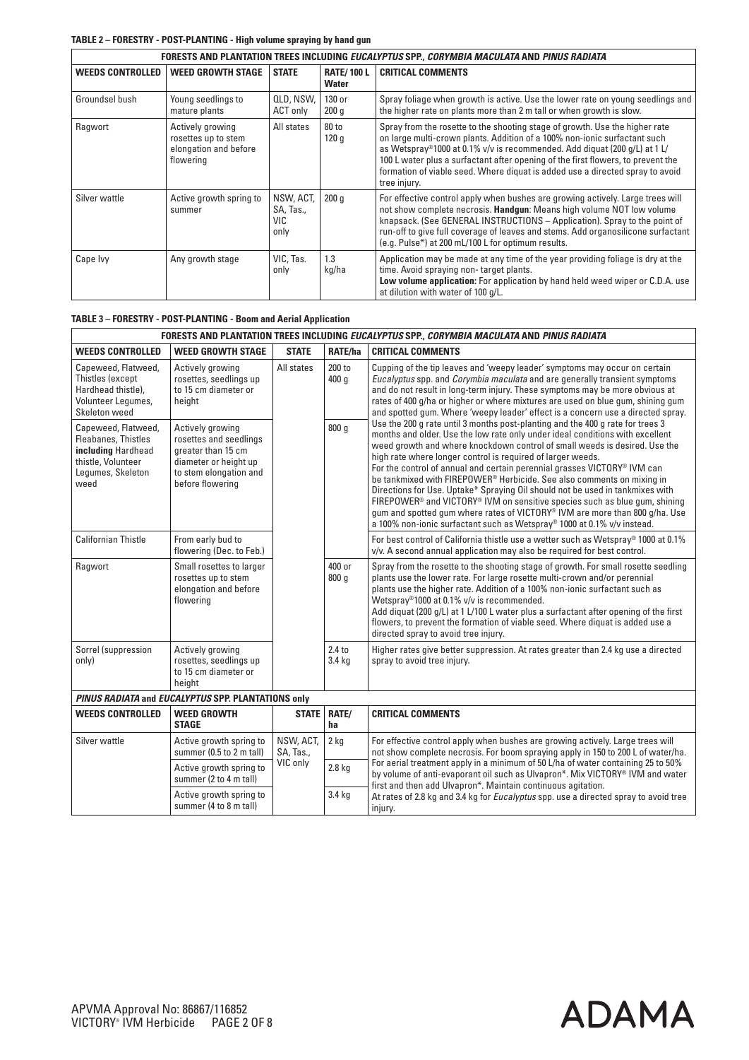**TABLE 2 – FORESTRY - POST-PLANTING - High volume spraying by hand gun**

| FORESTS AND PLANTATION TREES INCLUDING *EUCALYPTUS* SPP., *CORYMBIA MACULATA* AND *PINUS RADIATA* | | | | |
|---|---|---|---|---|
| **WEEDS CONTROLLED** | **WEED GROWTH STAGE** | **STATE** | **RATE/ 100 L Water** | **CRITICAL COMMENTS** |
| Groundsel bush | Young seedlings to mature plants | QLD, NSW, ACT only | 130 or 200 g | Spray foliage when growth is active. Use the lower rate on young seedlings and the higher rate on plants more than 2 m tall or when growth is slow. |
| Ragwort | Actively growing rosettes up to stem elongation and before flowering | All states | 80 to 120 g | Spray from the rosette to the shooting stage of growth. Use the higher rate on large multi-crown plants. Addition of a 100% non-ionic surfactant such as Wetspray®1000 at 0.1% v/v is recommended. Add diquat (200 g/L) at 1 L/ 100 L water plus a surfactant after opening of the first flowers, to prevent the formation of viable seed. Where diquat is added use a directed spray to avoid tree injury. |
| Silver wattle | Active growth spring to summer | NSW, ACT, SA, Tas., VIC only | 200 g | For effective control apply when bushes are growing actively. Large trees will not show complete necrosis. **Handgun**: Means high volume NOT low volume knapsack. (See GENERAL INSTRUCTIONS – Application). Spray to the point of run-off to give full coverage of leaves and stems. Add organosilicone surfactant (e.g. Pulse*) at 200 mL/100 L for optimum results. |
| Cape Ivy | Any growth stage | VIC, Tas. only | 1.3 kg/ha | Application may be made at any time of the year providing foliage is dry at the time. Avoid spraying non- target plants. **Low volume application:** For application by hand held weed wiper or C.D.A. use at dilution with water of 100 g/L. |

**TABLE 3 – FORESTRY - POST-PLANTING - Boom and Aerial Application**

| FORESTS AND PLANTATION TREES INCLUDING *EUCALYPTUS* SPP., *CORYMBIA MACULATA* AND *PINUS RADIATA* | | | | |
|---|---|---|---|---|
| **WEEDS CONTROLLED** | **WEED GROWTH STAGE** | **STATE** | **RATE/ha** | **CRITICAL COMMENTS** |
| Capeweed, Flatweed, Thistles (except Hardhead thistle), Volunteer Legumes, Skeleton weed | Actively growing rosettes, seedlings up to 15 cm diameter or height | All states | 200 to 400 g | Cupping of the tip leaves and 'weepy leader' symptoms may occur on certain *Eucalyptus* spp. and *Corymbia maculata* and are generally transient symptoms and do not result in long-term injury. These symptoms may be more obvious at rates of 400 g/ha or higher or where mixtures are used on blue gum, shining gum and spotted gum. Where 'weepy leader' effect is a concern use a directed spray. |
| Capeweed, Flatweed, Fleabanes, Thistles **including** Hardhead thistle, Volunteer Legumes, Skeleton weed | Actively growing rosettes and seedlings greater than 15 cm diameter or height up to stem elongation and before flowering | | 800 g | Use the 200 g rate until 3 months post-planting and the 400 g rate for trees 3 months and older. Use the low rate only under ideal conditions with excellent weed growth and where knockdown control of small weeds is desired. Use the high rate where longer control is required of larger weeds. For the control of annual and certain perennial grasses VICTORY® IVM can be tankmixed with FIREPOWER® Herbicide. See also comments on mixing in Directions for Use. Uptake* Spraying Oil should not be used in tankmixes with FIREPOWER® and VICTORY® IVM on sensitive species such as blue gum, shining gum and spotted gum where rates of VICTORY® IVM are more than 800 g/ha. Use a 100% non-ionic surfactant such as Wetspray® 1000 at 0.1% v/v instead. |
| Californian Thistle | From early bud to flowering (Dec. to Feb.) | | | For best control of California thistle use a wetter such as Wetspray® 1000 at 0.1% v/v. A second annual application may also be required for best control. |
| Ragwort | Small rosettes to larger rosettes up to stem elongation and before flowering | | 400 or 800 g | Spray from the rosette to the shooting stage of growth. For small rosette seedling plants use the lower rate. For large rosette multi-crown and/or perennial plants use the higher rate. Addition of a 100% non-ionic surfactant such as Wetspray®1000 at 0.1% v/v is recommended. Add diquat (200 g/L) at 1 L/100 L water plus a surfactant after opening of the first flowers, to prevent the formation of viable seed. Where diquat is added use a directed spray to avoid tree injury. |
| Sorrel (suppression only) | Actively growing rosettes, seedlings up to 15 cm diameter or height | | 2.4 to 3.4 kg | Higher rates give better suppression. At rates greater than 2.4 kg use a directed spray to avoid tree injury. |
| ***PINUS RADIATA* and *EUCALYPTUS* SPP. PLANTATIONS only** | | | | |
| **WEEDS CONTROLLED** | **WEED GROWTH STAGE** | **STATE** | **RATE/ ha** | **CRITICAL COMMENTS** |
| Silver wattle | Active growth spring to summer (0.5 to 2 m tall) | NSW, ACT, SA, Tas., VIC only | 2 kg | For effective control apply when bushes are growing actively. Large trees will not show complete necrosis. For boom spraying apply in 150 to 200 L of water/ha. For aerial treatment apply in a minimum of 50 L/ha of water containing 25 to 50% by volume of anti-evaporant oil such as Ulvapron*. Mix VICTORY® IVM and water first and then add Ulvapron*. Maintain continuous agitation. At rates of 2.8 kg and 3.4 kg for *Eucalyptus* spp. use a directed spray to avoid tree injury. |
| | Active growth spring to summer (2 to 4 m tall) | | 2.8 kg | |
| | Active growth spring to summer (4 to 8 m tall) | | 3.4 kg | |

APVMA Approval No: 86867/116852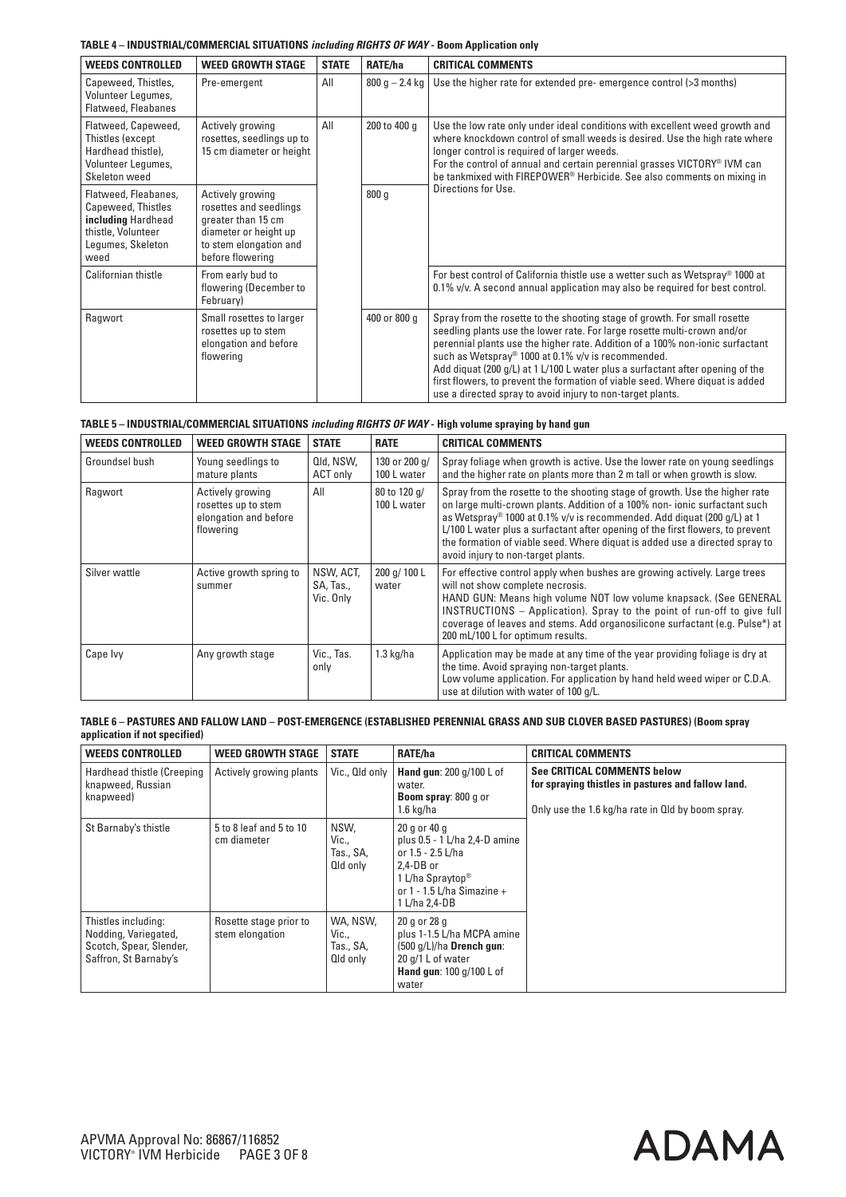**TABLE 4 – INDUSTRIAL/COMMERCIAL SITUATIONS *including RIGHTS OF WAY* - Boom Application only**

| WEEDS CONTROLLED | WEED GROWTH STAGE | STATE | RATE/ha | CRITICAL COMMENTS |
|---|---|---|---|---|
| Capeweed, Thistles, Volunteer Legumes, Flatweed, Fleabanes | Pre-emergent | All | 800 g – 2.4 kg | Use the higher rate for extended pre- emergence control (>3 months) |
| Flatweed, Capeweed, Thistles (except Hardhead thistle), Volunteer Legumes, Skeleton weed | Actively growing rosettes, seedlings up to 15 cm diameter or height | All | 200 to 400 g | Use the low rate only under ideal conditions with excellent weed growth and where knockdown control of small weeds is desired. Use the high rate where longer control is required of larger weeds. For the control of annual and certain perennial grasses VICTORY® IVM can be tankmixed with FIREPOWER® Herbicide. See also comments on mixing in Directions for Use. |
| Flatweed, Fleabanes, Capeweed, Thistles **including** Hardhead thistle, Volunteer Legumes, Skeleton weed | Actively growing rosettes and seedlings greater than 15 cm diameter or height up to stem elongation and before flowering | | 800 g | |
| Californian thistle | From early bud to flowering (December to February) | | | For best control of California thistle use a wetter such as Wetspray® 1000 at 0.1% v/v. A second annual application may also be required for best control. |
| Ragwort | Small rosettes to larger rosettes up to stem elongation and before flowering | | 400 or 800 g | Spray from the rosette to the shooting stage of growth. For small rosette seedling plants use the lower rate. For large rosette multi-crown and/or perennial plants use the higher rate. Addition of a 100% non-ionic surfactant such as Wetspray® 1000 at 0.1% v/v is recommended. Add diquat (200 g/L) at 1 L/100 L water plus a surfactant after opening of the first flowers, to prevent the formation of viable seed. Where diquat is added use a directed spray to avoid injury to non-target plants. |

**TABLE 5 – INDUSTRIAL/COMMERCIAL SITUATIONS *including RIGHTS OF WAY* - High volume spraying by hand gun**

| WEEDS CONTROLLED | WEED GROWTH STAGE | STATE | RATE | CRITICAL COMMENTS |
|---|---|---|---|---|
| Groundsel bush | Young seedlings to mature plants | Qld, NSW, ACT only | 130 or 200 g/ 100 L water | Spray foliage when growth is active. Use the lower rate on young seedlings and the higher rate on plants more than 2 m tall or when growth is slow. |
| Ragwort | Actively growing rosettes up to stem elongation and before flowering | All | 80 to 120 g/ 100 L water | Spray from the rosette to the shooting stage of growth. Use the higher rate on large multi-crown plants. Addition of a 100% non- ionic surfactant such as Wetspray® 1000 at 0.1% v/v is recommended. Add diquat (200 g/L) at 1 L/100 L water plus a surfactant after opening of the first flowers, to prevent the formation of viable seed. Where diquat is added use a directed spray to avoid injury to non-target plants. |
| Silver wattle | Active growth spring to summer | NSW, ACT, SA, Tas., Vic. Only | 200 g/ 100 L water | For effective control apply when bushes are growing actively. Large trees will not show complete necrosis. HAND GUN: Means high volume NOT low volume knapsack. (See GENERAL INSTRUCTIONS – Application). Spray to the point of run-off to give full coverage of leaves and stems. Add organosilicone surfactant (e.g. Pulse*) at 200 mL/100 L for optimum results. |
| Cape Ivy | Any growth stage | Vic., Tas. only | 1.3 kg/ha | Application may be made at any time of the year providing foliage is dry at the time. Avoid spraying non-target plants. Low volume application. For application by hand held weed wiper or C.D.A. use at dilution with water of 100 g/L. |

**TABLE 6 – PASTURES AND FALLOW LAND – POST-EMERGENCE (ESTABLISHED PERENNIAL GRASS AND SUB CLOVER BASED PASTURES) (Boom spray application if not specified)**

| WEEDS CONTROLLED | WEED GROWTH STAGE | STATE | RATE/ha | CRITICAL COMMENTS |
|---|---|---|---|---|
| Hardhead thistle (Creeping knapweed, Russian knapweed) | Actively growing plants | Vic., Qld only | **Hand gun**: 200 g/100 L of water. **Boom spray**: 800 g or 1.6 kg/ha | **See CRITICAL COMMENTS below for spraying thistles in pastures and fallow land.** Only use the 1.6 kg/ha rate in Qld by boom spray. |
| St Barnaby's thistle | 5 to 8 leaf and 5 to 10 cm diameter | NSW, Vic., Tas., SA, Qld only | 20 g or 40 g plus 0.5 - 1 L/ha 2,4-D amine or 1.5 - 2.5 L/ha 2,4-DB or 1 L/ha Spraytop® or 1 - 1.5 L/ha Simazine + 1 L/ha 2,4-DB | |
| Thistles including: Nodding, Variegated, Scotch, Spear, Slender, Saffron, St Barnaby's | Rosette stage prior to stem elongation | WA, NSW, Vic., Tas., SA, Qld only | 20 g or 28 g plus 1-1.5 L/ha MCPA amine (500 g/L)/ha **Drench gun**: 20 g/1 L of water **Hand gun**: 100 g/100 L of water | |

APVMA Approval No: 86867/116852
VICTORY® IVM Herbicide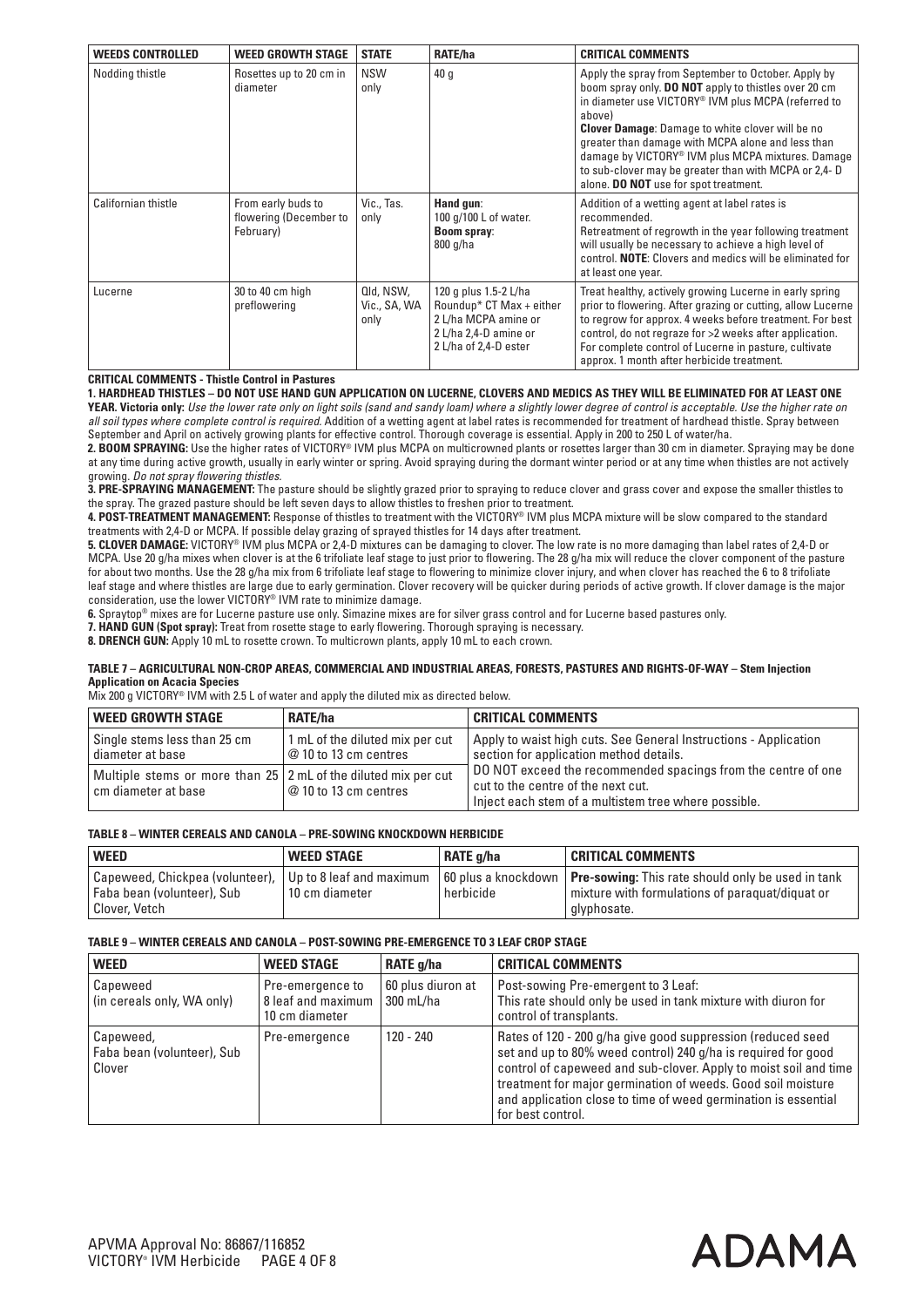| WEEDS CONTROLLED | WEED GROWTH STAGE | STATE | RATE/ha | CRITICAL COMMENTS |
|---|---|---|---|---|
| Nodding thistle | Rosettes up to 20 cm in diameter | NSW only | 40 g | Apply the spray from September to October. Apply by boom spray only. **DO NOT** apply to thistles over 20 cm in diameter use VICTORY® IVM plus MCPA (referred to above) **Clover Damage**: Damage to white clover will be no greater than damage with MCPA alone and less than damage by VICTORY® IVM plus MCPA mixtures. Damage to sub-clover may be greater than with MCPA or 2,4- D alone. **DO NOT** use for spot treatment. |
| Californian thistle | From early buds to flowering (December to February) | Vic., Tas. only | **Hand gun**: 100 g/100 L of water. **Boom spray**: 800 g/ha | Addition of a wetting agent at label rates is recommended. Retreatment of regrowth in the year following treatment will usually be necessary to achieve a high level of control. **NOTE**: Clovers and medics will be eliminated for at least one year. |
| Lucerne | 30 to 40 cm high preflowering | Qld, NSW, Vic., SA, WA only | 120 g plus 1.5-2 L/ha Roundup* CT Max + either 2 L/ha MCPA amine or 2 L/ha 2,4-D amine or 2 L/ha of 2,4-D ester | Treat healthy, actively growing Lucerne in early spring prior to flowering. After grazing or cutting, allow Lucerne to regrow for approx. 4 weeks before treatment. For best control, do not regraze for >2 weeks after application. For complete control of Lucerne in pasture, cultivate approx. 1 month after herbicide treatment. |

**CRITICAL COMMENTS - Thistle Control in Pastures**

**1. HARDHEAD THISTLES – DO NOT USE HAND GUN APPLICATION ON LUCERNE, CLOVERS AND MEDICS AS THEY WILL BE ELIMINATED FOR AT LEAST ONE YEAR. Victoria only:** *Use the lower rate only on light soils (sand and sandy loam) where a slightly lower degree of control is acceptable. Use the higher rate on all soil types where complete control is required.* Addition of a wetting agent at label rates is recommended for treatment of hardhead thistle. Spray between September and April on actively growing plants for effective control. Thorough coverage is essential. Apply in 200 to 250 L of water/ha.

**2. BOOM SPRAYING:** Use the higher rates of VICTORY® IVM plus MCPA on multicrowned plants or rosettes larger than 30 cm in diameter. Spraying may be done at any time during active growth, usually in early winter or spring. Avoid spraying during the dormant winter period or at any time when thistles are not actively growing. *Do not spray flowering thistles.*

**3. PRE-SPRAYING MANAGEMENT:** The pasture should be slightly grazed prior to spraying to reduce clover and grass cover and expose the smaller thistles to the spray. The grazed pasture should be left seven days to allow thistles to freshen prior to treatment.

**4. POST-TREATMENT MANAGEMENT:** Response of thistles to treatment with the VICTORY® IVM plus MCPA mixture will be slow compared to the standard treatments with 2,4-D or MCPA. If possible delay grazing of sprayed thistles for 14 days after treatment.

**5. CLOVER DAMAGE:** VICTORY® IVM plus MCPA or 2,4-D mixtures can be damaging to clover. The low rate is no more damaging than label rates of 2,4-D or MCPA. Use 20 g/ha mixes when clover is at the 6 trifoliate leaf stage to just prior to flowering. The 28 g/ha mix will reduce the clover component of the pasture for about two months. Use the 28 g/ha mix from 6 trifoliate leaf stage to flowering to minimize clover injury, and when clover has reached the 6 to 8 trifoliate leaf stage and where thistles are large due to early germination. Clover recovery will be quicker during periods of active growth. If clover damage is the major consideration, use the lower VICTORY® IVM rate to minimize damage.

**6.** Spraytop® mixes are for Lucerne pasture use only. Simazine mixes are for silver grass control and for Lucerne based pastures only.

**7. HAND GUN (Spot spray):** Treat from rosette stage to early flowering. Thorough spraying is necessary.

**8. DRENCH GUN:** Apply 10 mL to rosette crown. To multicrown plants, apply 10 mL to each crown.

### TABLE 7 – AGRICULTURAL NON-CROP AREAS, COMMERCIAL AND INDUSTRIAL AREAS, FORESTS, PASTURES AND RIGHTS-OF-WAY – Stem Injection Application on Acacia Species

Mix 200 g VICTORY® IVM with 2.5 L of water and apply the diluted mix as directed below.

| WEED GROWTH STAGE | RATE/ha | CRITICAL COMMENTS |
|---|---|---|
| Single stems less than 25 cm diameter at base | 1 mL of the diluted mix per cut @ 10 to 13 cm centres | Apply to waist high cuts. See General Instructions - Application section for application method details. DO NOT exceed the recommended spacings from the centre of one cut to the centre of the next cut. Inject each stem of a multistem tree where possible. |
| Multiple stems or more than 25 cm diameter at base | 2 mL of the diluted mix per cut @ 10 to 13 cm centres | |

### TABLE 8 – WINTER CEREALS AND CANOLA – PRE-SOWING KNOCKDOWN HERBICIDE

| WEED | WEED STAGE | RATE g/ha | CRITICAL COMMENTS |
|---|---|---|---|
| Capeweed, Chickpea (volunteer), Faba bean (volunteer), Sub Clover, Vetch | Up to 8 leaf and maximum 10 cm diameter | 60 plus a knockdown herbicide | **Pre-sowing:** This rate should only be used in tank mixture with formulations of paraquat/diquat or glyphosate. |

### TABLE 9 – WINTER CEREALS AND CANOLA – POST-SOWING PRE-EMERGENCE TO 3 LEAF CROP STAGE

| WEED | WEED STAGE | RATE g/ha | CRITICAL COMMENTS |
|---|---|---|---|
| Capeweed (in cereals only, WA only) | Pre-emergence to 8 leaf and maximum 10 cm diameter | 60 plus diuron at 300 mL/ha | Post-sowing Pre-emergent to 3 Leaf: This rate should only be used in tank mixture with diuron for control of transplants. |
| Capeweed, Faba bean (volunteer), Sub Clover | Pre-emergence | 120 - 240 | Rates of 120 - 200 g/ha give good suppression (reduced seed set and up to 80% weed control) 240 g/ha is required for good control of capeweed and sub-clover. Apply to moist soil and time treatment for major germination of weeds. Good soil moisture and application close to time of weed germination is essential for best control. |

APVMA Approval No: 86867/116852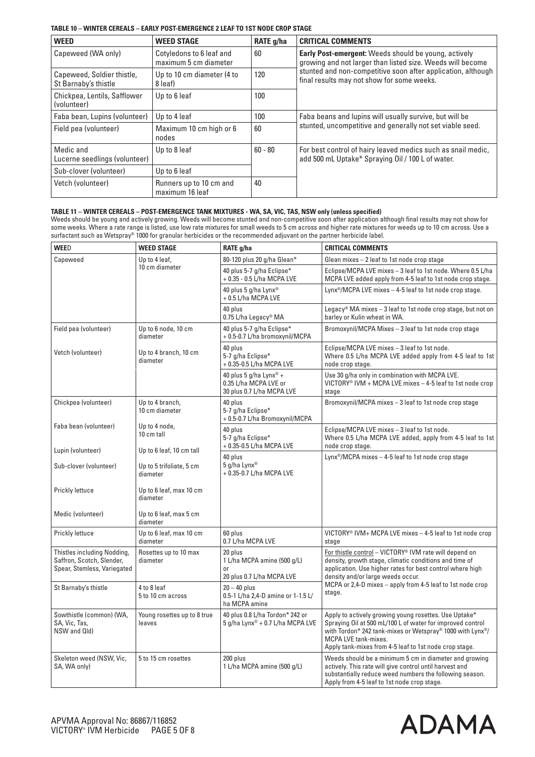**TABLE 10 – WINTER CEREALS – EARLY POST-EMERGENCE 2 LEAF TO 1ST NODE CROP STAGE**

| WEED | WEED STAGE | RATE g/ha | CRITICAL COMMENTS |
|---|---|---|---|
| Capeweed (WA only) | Cotyledons to 6 leaf and maximum 5 cm diameter | 60 | **Early Post-emergent:** Weeds should be young, actively growing and not larger than listed size. Weeds will become stunted and non-competitive soon after application, although final results may not show for some weeks. |
| Capeweed, Soldier thistle, St Barnaby's thistle | Up to 10 cm diameter (4 to 8 leaf) | 120 | |
| Chickpea, Lentils, Safflower (volunteer) | Up to 6 leaf | 100 | |
| Faba bean, Lupins (volunteer) | Up to 4 leaf | 100 | Faba beans and lupins will usually survive, but will be stunted, uncompetitive and generally not set viable seed. |
| Field pea (volunteer) | Maximum 10 cm high or 6 nodes | 60 | |
| Medic and Lucerne seedlings (volunteer) | Up to 8 leaf | 60 - 80 | For best control of hairy leaved medics such as snail medic, add 500 mL Uptake* Spraying Oil / 100 L of water. |
| Sub-clover (volunteer) | Up to 6 leaf | | |
| Vetch (volunteer) | Runners up to 10 cm and maximum 16 leaf | 40 | |

**TABLE 11 – WINTER CEREALS – POST-EMERGENCE TANK MIXTURES - WA, SA, VIC, TAS, NSW only (unless specified)**

Weeds should be young and actively growing. Weeds will become stunted and non-competitive soon after application although final results may not show for some weeks. Where a rate range is listed, use low rate mixtures for small weeds to 5 cm across and higher rate mixtures for weeds up to 10 cm across. Use a surfactant such as Wetspray® 1000 for granular herbicides or the recommended adjuvant on the partner herbicide label.

| WEED | WEED STAGE | RATE g/ha | CRITICAL COMMENTS |
|---|---|---|---|
| Capeweed | Up to 4 leaf, 10 cm diameter | 80-120 plus 20 g/ha Glean* | Glean mixes – 2 leaf to 1st node crop stage |
| | | 40 plus 5-7 g/ha Eclipse* + 0.35 - 0.5 L/ha MCPA LVE | Eclipse/MCPA LVE mixes – 3 leaf to 1st node. Where 0.5 L/ha MCPA LVE added apply from 4-5 leaf to 1st node crop stage. |
| | | 40 plus 5 g/ha Lynx® + 0.5 L/ha MCPA LVE | Lynx®/MCPA LVE mixes – 4-5 leaf to 1st node crop stage. |
| | | 40 plus 0.75 L/ha Legacy® MA | Legacy® MA mixes – 3 leaf to 1st node crop stage, but not on barley or Kulin wheat in WA. |
| Field pea (volunteer) | Up to 6 node, 10 cm diameter | 40 plus 5-7 g/ha Eclipse* + 0.5-0.7 L/ha bromoxynil/MCPA | Bromoxynil/MCPA Mixes – 3 leaf to 1st node crop stage |
| Vetch (volunteer) | Up to 4 branch, 10 cm diameter | 40 plus 5-7 g/ha Eclipse* + 0.35-0.5 L/ha MCPA LVE | Eclipse/MCPA LVE mixes – 3 leaf to 1st node. Where 0.5 L/ha MCPA LVE added apply from 4-5 leaf to 1st node crop stage. |
| | | 40 plus 5 g/ha Lynx® + 0.35 L/ha MCPA LVE or 30 plus 0.7 L/ha MCPA LVE | Use 30 g/ha only in combination with MCPA LVE. VICTORY® IVM + MCPA LVE mixes – 4-5 leaf to 1st node crop stage |
| Chickpea (volunteer) | Up to 4 branch, 10 cm diameter | 40 plus 5-7 g/ha Eclipse* + 0.5-0.7 L/ha Bromoxynil/MCPA | Bromoxynil/MCPA mixes – 3 leaf to 1st node crop stage |
| Faba bean (volunteer) | Up to 4 node, 10 cm tall | 40 plus 5-7 g/ha Eclipse* + 0.35-0.5 L/ha MCPA LVE | Eclipse/MCPA LVE mixes – 3 leaf to 1st node. Where 0.5 L/ha MCPA LVE added, apply from 4-5 leaf to 1st node crop stage. |
| Lupin (volunteer) | Up to 6 leaf, 10 cm tall | 40 plus 5 g/ha Lynx® + 0.35-0.7 L/ha MCPA LVE | Lynx®/MCPA mixes – 4-5 leaf to 1st node crop stage |
| Sub-clover (volunteer) | Up to 5 trifoliate, 5 cm diameter | | |
| Prickly lettuce | Up to 6 leaf, max 10 cm diameter | | |
| Medic (volunteer) | Up to 6 leaf, max 5 cm diameter | | |
| Prickly lettuce | Up to 6 leaf, max 10 cm diameter | 60 plus 0.7 L/ha MCPA LVE | VICTORY® IVM+ MCPA LVE mixes – 4-5 leaf to 1st node crop stage |
| Thistles including Nodding, Saffron, Scotch, Slender, Spear, Stemless, Variegated | Rosettes up to 10 max diameter | 20 plus 1 L/ha MCPA amine (500 g/L) or 20 plus 0.7 L/ha MCPA LVE | For thistle control – VICTORY® IVM rate will depend on density, growth stage, climatic conditions and time of application. Use higher rates for best control where high density and/or large weeds occur. MCPA or 2,4-D mixes – apply from 4-5 leaf to 1st node crop stage. |
| St Barnaby's thistle | 4 to 8 leaf 5 to 10 cm across | 20 – 40 plus 0.5-1 L/ha 2,4-D amine or 1-1.5 L/ha MCPA amine | |
| Sowthistle (common) (WA, SA, Vic, Tas, NSW and Qld) | Young rosettes up to 8 true leaves | 40 plus 0.8 L/ha Tordon* 242 or 5 g/ha Lynx® + 0.7 L/ha MCPA LVE | Apply to actively growing young rosettes. Use Uptake* Spraying Oil at 500 mL/100 L of water for improved control with Tordon* 242 tank-mixes or Wetspray® 1000 with Lynx®/MCPA LVE tank-mixes. Apply tank-mixes from 4-5 leaf to 1st node crop stage. |
| Skeleton weed (NSW, Vic, SA, WA only) | 5 to 15 cm rosettes | 200 plus 1 L/ha MCPA amine (500 g/L) | Weeds should be a minimum 5 cm in diameter and growing actively. This rate will give control until harvest and substantially reduce weed numbers the following season. Apply from 4-5 leaf to 1st node crop stage. |

APVMA Approval No: 86867/116852
VICTORY® IVM Herbicide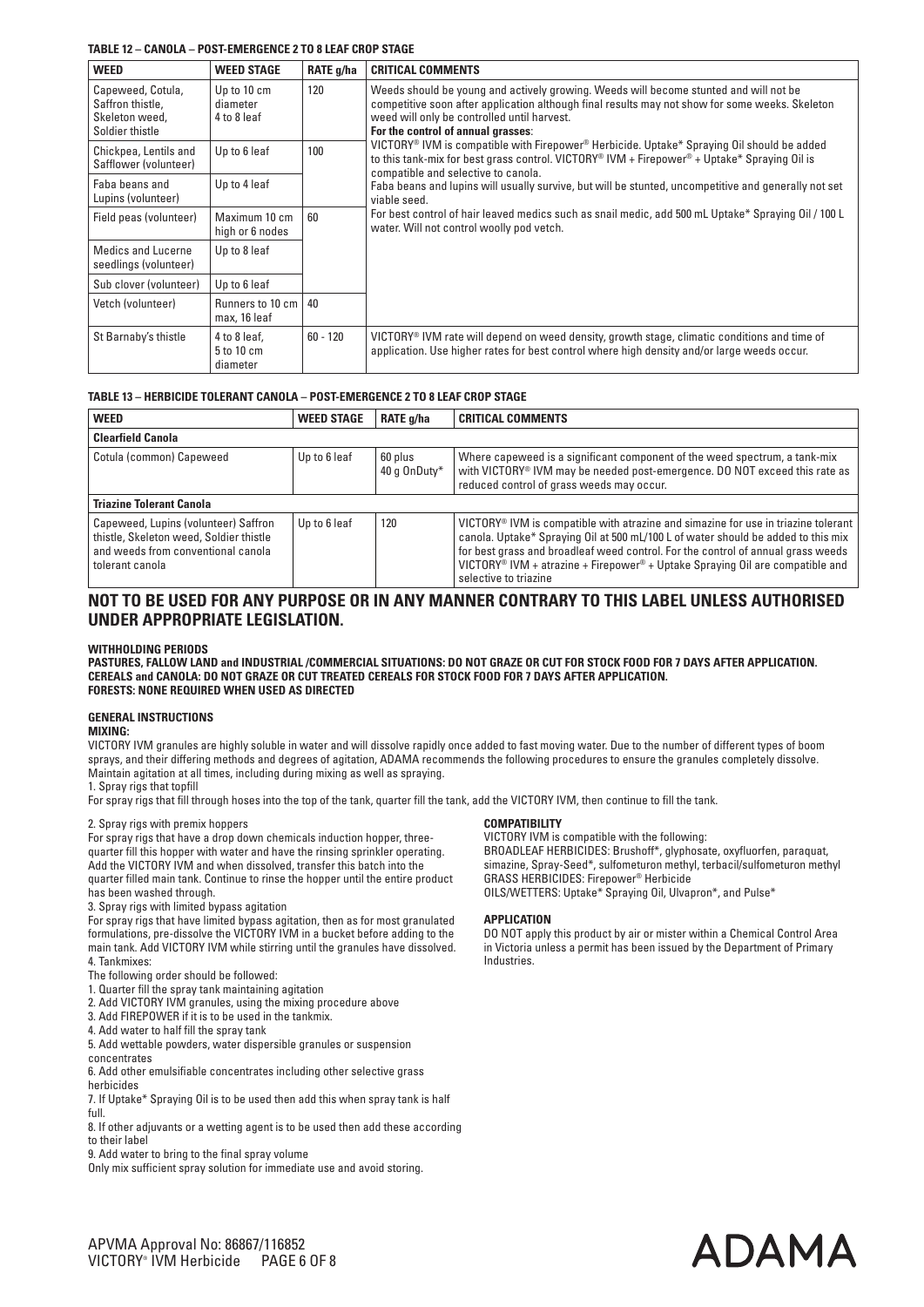**TABLE 12 – CANOLA – POST-EMERGENCE 2 TO 8 LEAF CROP STAGE**

| WEED | WEED STAGE | RATE g/ha | CRITICAL COMMENTS |
|---|---|---|---|
| Capeweed, Cotula, Saffron thistle, Skeleton weed, Soldier thistle | Up to 10 cm diameter 4 to 8 leaf | 120 | Weeds should be young and actively growing. Weeds will become stunted and will not be competitive soon after application although final results may not show for some weeks. Skeleton weed will only be controlled until harvest. **For the control of annual grasses**: VICTORY® IVM is compatible with Firepower® Herbicide. Uptake* Spraying Oil should be added to this tank-mix for best grass control. VICTORY® IVM + Firepower® + Uptake* Spraying Oil is compatible and selective to canola. Faba beans and lupins will usually survive, but will be stunted, uncompetitive and generally not set viable seed. For best control of hair leaved medics such as snail medic, add 500 mL Uptake* Spraying Oil / 100 L water. Will not control woolly pod vetch. |
| Chickpea, Lentils and Safflower (volunteer) | Up to 6 leaf | 100 | |
| Faba beans and Lupins (volunteer) | Up to 4 leaf | | |
| Field peas (volunteer) | Maximum 10 cm high or 6 nodes | 60 | |
| Medics and Lucerne seedlings (volunteer) | Up to 8 leaf | | |
| Sub clover (volunteer) | Up to 6 leaf | | |
| Vetch (volunteer) | Runners to 10 cm max, 16 leaf | 40 | |
| St Barnaby's thistle | 4 to 8 leaf, 5 to 10 cm diameter | 60 - 120 | VICTORY® IVM rate will depend on weed density, growth stage, climatic conditions and time of application. Use higher rates for best control where high density and/or large weeds occur. |

**TABLE 13 – HERBICIDE TOLERANT CANOLA – POST-EMERGENCE 2 TO 8 LEAF CROP STAGE**

| WEED | WEED STAGE | RATE g/ha | CRITICAL COMMENTS |
|---|---|---|---|
| **Clearfield Canola** | | | |
| Cotula (common) Capeweed | Up to 6 leaf | 60 plus 40 g OnDuty* | Where capeweed is a significant component of the weed spectrum, a tank-mix with VICTORY® IVM may be needed post-emergence. DO NOT exceed this rate as reduced control of grass weeds may occur. |
| **Triazine Tolerant Canola** | | | |
| Capeweed, Lupins (volunteer) Saffron thistle, Skeleton weed, Soldier thistle and weeds from conventional canola tolerant canola | Up to 6 leaf | 120 | VICTORY® IVM is compatible with atrazine and simazine for use in triazine tolerant canola. Uptake* Spraying Oil at 500 mL/100 L of water should be added to this mix for best grass and broadleaf weed control. For the control of annual grass weeds VICTORY® IVM + atrazine + Firepower® + Uptake Spraying Oil are compatible and selective to triazine |

## NOT TO BE USED FOR ANY PURPOSE OR IN ANY MANNER CONTRARY TO THIS LABEL UNLESS AUTHORISED UNDER APPROPRIATE LEGISLATION.

**WITHHOLDING PERIODS**

**PASTURES, FALLOW LAND and INDUSTRIAL /COMMERCIAL SITUATIONS: DO NOT GRAZE OR CUT FOR STOCK FOOD FOR 7 DAYS AFTER APPLICATION.**
**CEREALS and CANOLA: DO NOT GRAZE OR CUT TREATED CEREALS FOR STOCK FOOD FOR 7 DAYS AFTER APPLICATION.**
**FORESTS: NONE REQUIRED WHEN USED AS DIRECTED**

**GENERAL INSTRUCTIONS**

**MIXING:**

VICTORY IVM granules are highly soluble in water and will dissolve rapidly once added to fast moving water. Due to the number of different types of boom sprays, and their differing methods and degrees of agitation, ADAMA recommends the following procedures to ensure the granules completely dissolve. Maintain agitation at all times, including during mixing as well as spraying.

1. Spray rigs that topfill

For spray rigs that fill through hoses into the top of the tank, quarter fill the tank, add the VICTORY IVM, then continue to fill the tank.

2. Spray rigs with premix hoppers

For spray rigs that have a drop down chemicals induction hopper, three-quarter fill this hopper with water and have the rinsing sprinkler operating. Add the VICTORY IVM and when dissolved, transfer this batch into the quarter filled main tank. Continue to rinse the hopper until the entire product has been washed through.

3. Spray rigs with limited bypass agitation

For spray rigs that have limited bypass agitation, then as for most granulated formulations, pre-dissolve the VICTORY IVM in a bucket before adding to the main tank. Add VICTORY IVM while stirring until the granules have dissolved.

4. Tankmixes:

The following order should be followed:

1. Quarter fill the spray tank maintaining agitation
2. Add VICTORY IVM granules, using the mixing procedure above
3. Add FIREPOWER if it is to be used in the tankmix.
4. Add water to half fill the spray tank
5. Add wettable powders, water dispersible granules or suspension concentrates
6. Add other emulsifiable concentrates including other selective grass herbicides
7. If Uptake* Spraying Oil is to be used then add this when spray tank is half full.
8. If other adjuvants or a wetting agent is to be used then add these according to their label
9. Add water to bring to the final spray volume

Only mix sufficient spray solution for immediate use and avoid storing.

**COMPATIBILITY**

VICTORY IVM is compatible with the following:
BROADLEAF HERBICIDES: Brushoff*, glyphosate, oxyfluorfen, paraquat, simazine, Spray-Seed*, sulfometuron methyl, terbacil/sulfometuron methyl
GRASS HERBICIDES: Firepower® Herbicide
OILS/WETTERS: Uptake* Spraying Oil, Ulvapron*, and Pulse*

**APPLICATION**

DO NOT apply this product by air or mister within a Chemical Control Area in Victoria unless a permit has been issued by the Department of Primary Industries.

APVMA Approval No: 86867/116852
VICTORY® IVM Herbicide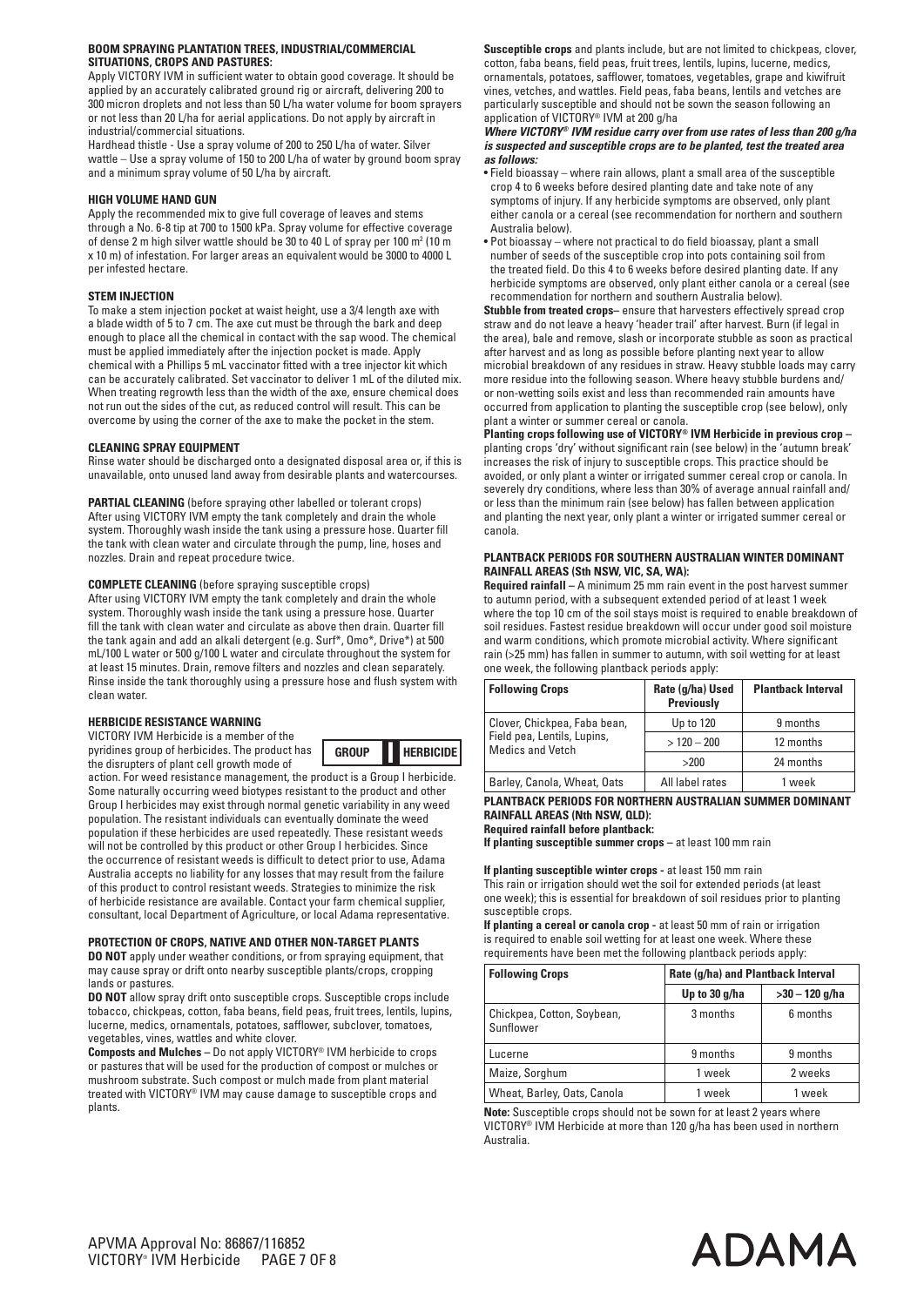#### BOOM SPRAYING PLANTATION TREES, INDUSTRIAL/COMMERCIAL SITUATIONS, CROPS AND PASTURES:

Apply VICTORY IVM in sufficient water to obtain good coverage. It should be applied by an accurately calibrated ground rig or aircraft, delivering 200 to 300 micron droplets and not less than 50 L/ha water volume for boom sprayers or not less than 20 L/ha for aerial applications. Do not apply by aircraft in industrial/commercial situations.

Hardhead thistle - Use a spray volume of 200 to 250 L/ha of water. Silver wattle – Use a spray volume of 150 to 200 L/ha of water by ground boom spray and a minimum spray volume of 50 L/ha by aircraft.

#### HIGH VOLUME HAND GUN

Apply the recommended mix to give full coverage of leaves and stems through a No. 6-8 tip at 700 to 1500 kPa. Spray volume for effective coverage of dense 2 m high silver wattle should be 30 to 40 L of spray per 100 m$^2$ (10 m x 10 m) of infestation. For larger areas an equivalent would be 3000 to 4000 L per infested hectare.

#### STEM INJECTION

To make a stem injection pocket at waist height, use a 3/4 length axe with a blade width of 5 to 7 cm. The axe cut must be through the bark and deep enough to place all the chemical in contact with the sap wood. The chemical must be applied immediately after the injection pocket is made. Apply chemical with a Phillips 5 mL vaccinator fitted with a tree injector kit which can be accurately calibrated. Set vaccinator to deliver 1 mL of the diluted mix. When treating regrowth less than the width of the axe, ensure chemical does not run out the sides of the cut, as reduced control will result. This can be overcome by using the corner of the axe to make the pocket in the stem.

#### CLEANING SPRAY EQUIPMENT

Rinse water should be discharged onto a designated disposal area or, if this is unavailable, onto unused land away from desirable plants and watercourses.

**PARTIAL CLEANING** (before spraying other labelled or tolerant crops)
After using VICTORY IVM empty the tank completely and drain the whole system. Thoroughly wash inside the tank using a pressure hose. Quarter fill the tank with clean water and circulate through the pump, line, hoses and nozzles. Drain and repeat procedure twice.

**COMPLETE CLEANING** (before spraying susceptible crops)
After using VICTORY IVM empty the tank completely and drain the whole system. Thoroughly wash inside the tank using a pressure hose. Quarter fill the tank with clean water and circulate as above then drain. Quarter fill the tank again and add an alkali detergent (e.g. Surf*, Omo*, Drive*) at 500 mL/100 L water or 500 g/100 L water and circulate throughout the system for at least 15 minutes. Drain, remove filters and nozzles and clean separately. Rinse inside the tank thoroughly using a pressure hose and flush system with clean water.

#### HERBICIDE RESISTANCE WARNING

| GROUP | I | HERBICIDE |
|---|---|---|

VICTORY IVM Herbicide is a member of the pyridines group of herbicides. The product has the disrupters of plant cell growth mode of action. For weed resistance management, the product is a Group I herbicide. Some naturally occurring weed biotypes resistant to the product and other Group I herbicides may exist through normal genetic variability in any weed population. The resistant individuals can eventually dominate the weed population if these herbicides are used repeatedly. These resistant weeds will not be controlled by this product or other Group I herbicides. Since the occurrence of resistant weeds is difficult to detect prior to use, Adama Australia accepts no liability for any losses that may result from the failure of this product to control resistant weeds. Strategies to minimize the risk of herbicide resistance are available. Contact your farm chemical supplier, consultant, local Department of Agriculture, or local Adama representative.

#### PROTECTION OF CROPS, NATIVE AND OTHER NON-TARGET PLANTS

**DO NOT** apply under weather conditions, or from spraying equipment, that may cause spray or drift onto nearby susceptible plants/crops, cropping lands or pastures.

**DO NOT** allow spray drift onto susceptible crops. Susceptible crops include tobacco, chickpeas, cotton, faba beans, field peas, fruit trees, lentils, lupins, lucerne, medics, ornamentals, potatoes, safflower, subclover, tomatoes, vegetables, vines, wattles and white clover.

**Composts and Mulches** – Do not apply VICTORY® IVM herbicide to crops or pastures that will be used for the production of compost or mulches or mushroom substrate. Such compost or mulch made from plant material treated with VICTORY® IVM may cause damage to susceptible crops and plants.

**Susceptible crops** and plants include, but are not limited to chickpeas, clover, cotton, faba beans, field peas, fruit trees, lentils, lupins, lucerne, medics, ornamentals, potatoes, safflower, tomatoes, vegetables, grape and kiwifruit vines, vetches, and wattles. Field peas, faba beans, lentils and vetches are particularly susceptible and should not be sown the season following an application of VICTORY® IVM at 200 g/ha

***Where VICTORY® IVM residue carry over from use rates of less than 200 g/ha is suspected and susceptible crops are to be planted, test the treated area as follows:***

- Field bioassay – where rain allows, plant a small area of the susceptible crop 4 to 6 weeks before desired planting date and take note of any symptoms of injury. If any herbicide symptoms are observed, only plant either canola or a cereal (see recommendation for northern and southern Australia below).
- Pot bioassay – where not practical to do field bioassay, plant a small number of seeds of the susceptible crop into pots containing soil from the treated field. Do this 4 to 6 weeks before desired planting date. If any herbicide symptoms are observed, only plant either canola or a cereal (see recommendation for northern and southern Australia below).

**Stubble from treated crops**– ensure that harvesters effectively spread crop straw and do not leave a heavy 'header trail' after harvest. Burn (if legal in the area), bale and remove, slash or incorporate stubble as soon as practical after harvest and as long as possible before planting next year to allow microbial breakdown of any residues in straw. Heavy stubble loads may carry more residue into the following season. Where heavy stubble burdens and/ or non-wetting soils exist and less than recommended rain amounts have occurred from application to planting the susceptible crop (see below), only plant a winter or summer cereal or canola.

**Planting crops following use of VICTORY® IVM Herbicide in previous crop** – planting crops 'dry' without significant rain (see below) in the 'autumn break' increases the risk of injury to susceptible crops. This practice should be avoided, or only plant a winter or irrigated summer cereal crop or canola. In severely dry conditions, where less than 30% of average annual rainfall and/ or less than the minimum rain (see below) has fallen between application and planting the next year, only plant a winter or irrigated summer cereal or canola.

#### PLANTBACK PERIODS FOR SOUTHERN AUSTRALIAN WINTER DOMINANT RAINFALL AREAS (Sth NSW, VIC, SA, WA):

**Required rainfall** – A minimum 25 mm rain event in the post harvest summer to autumn period, with a subsequent extended period of at least 1 week where the top 10 cm of the soil stays moist is required to enable breakdown of soil residues. Fastest residue breakdown will occur under good soil moisture and warm conditions, which promote microbial activity. Where significant rain (>25 mm) has fallen in summer to autumn, with soil wetting for at least one week, the following plantback periods apply:

| Following Crops | Rate (g/ha) Used Previously | Plantback Interval |
|---|---|---|
| Clover, Chickpea, Faba bean, Field pea, Lentils, Lupins, Medics and Vetch | Up to 120 | 9 months |
| | > 120 – 200 | 12 months |
| | >200 | 24 months |
| Barley, Canola, Wheat, Oats | All label rates | 1 week |

#### PLANTBACK PERIODS FOR NORTHERN AUSTRALIAN SUMMER DOMINANT RAINFALL AREAS (Nth NSW, QLD):

**Required rainfall before plantback:**

**If planting susceptible summer crops** – at least 100 mm rain

**If planting susceptible winter crops** - at least 150 mm rain
This rain or irrigation should wet the soil for extended periods (at least one week); this is essential for breakdown of soil residues prior to planting susceptible crops.

**If planting a cereal or canola crop** - at least 50 mm of rain or irrigation is required to enable soil wetting for at least one week. Where these requirements have been met the following plantback periods apply:

| Following Crops | Rate (g/ha) and Plantback Interval | |
|---|---|---|
| | Up to 30 g/ha | >30 – 120 g/ha |
| Chickpea, Cotton, Soybean, Sunflower | 3 months | 6 months |
| Lucerne | 9 months | 9 months |
| Maize, Sorghum | 1 week | 2 weeks |
| Wheat, Barley, Oats, Canola | 1 week | 1 week |

**Note:** Susceptible crops should not be sown for at least 2 years where VICTORY® IVM Herbicide at more than 120 g/ha has been used in northern Australia.

APVMA Approval No: 86867/116852
VICTORY® IVM Herbicide

ADAMA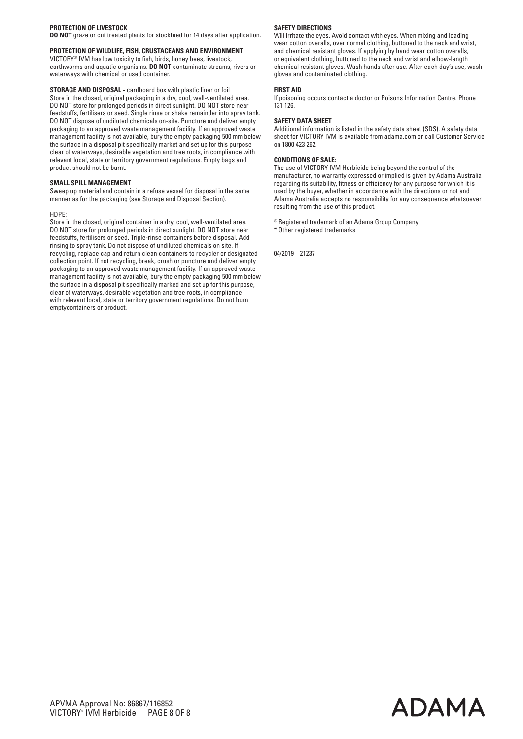**PROTECTION OF LIVESTOCK**

**DO NOT** graze or cut treated plants for stockfeed for 14 days after application.

**PROTECTION OF WILDLIFE, FISH, CRUSTACEANS AND ENVIRONMENT**

VICTORY® IVM has low toxicity to fish, birds, honey bees, livestock, earthworms and aquatic organisms. **DO NOT** contaminate streams, rivers or waterways with chemical or used container.

**STORAGE AND DISPOSAL -** cardboard box with plastic liner or foil

Store in the closed, original packaging in a dry, cool, well-ventilated area. DO NOT store for prolonged periods in direct sunlight. DO NOT store near feedstuffs, fertilisers or seed. Single rinse or shake remainder into spray tank. DO NOT dispose of undiluted chemicals on-site. Puncture and deliver empty packaging to an approved waste management facility. If an approved waste management facility is not available, bury the empty packaging 500 mm below the surface in a disposal pit specifically market and set up for this purpose clear of waterways, desirable vegetation and tree roots, in compliance with relevant local, state or territory government regulations. Empty bags and product should not be burnt.

**SMALL SPILL MANAGEMENT**

Sweep up material and contain in a refuse vessel for disposal in the same manner as for the packaging (see Storage and Disposal Section).

HDPE:

Store in the closed, original container in a dry, cool, well-ventilated area. DO NOT store for prolonged periods in direct sunlight. DO NOT store near feedstuffs, fertilisers or seed. Triple-rinse containers before disposal. Add rinsing to spray tank. Do not dispose of undiluted chemicals on site. If recycling, replace cap and return clean containers to recycler or designated collection point. If not recycling, break, crush or puncture and deliver empty packaging to an approved waste management facility. If an approved waste management facility is not available, bury the empty packaging 500 mm below the surface in a disposal pit specifically marked and set up for this purpose, clear of waterways, desirable vegetation and tree roots, in compliance with relevant local, state or territory government regulations. Do not burn emptycontainers or product.

**SAFETY DIRECTIONS**

Will irritate the eyes. Avoid contact with eyes. When mixing and loading wear cotton overalls, over normal clothing, buttoned to the neck and wrist, and chemical resistant gloves. If applying by hand wear cotton overalls, or equivalent clothing, buttoned to the neck and wrist and elbow-length chemical resistant gloves. Wash hands after use. After each day's use, wash gloves and contaminated clothing.

**FIRST AID**

If poisoning occurs contact a doctor or Poisons Information Centre. Phone 131 126.

**SAFETY DATA SHEET**

Additional information is listed in the safety data sheet (SDS). A safety data sheet for VICTORY IVM is available from adama.com or call Customer Service on 1800 423 262.

**CONDITIONS OF SALE:**

The use of VICTORY IVM Herbicide being beyond the control of the manufacturer, no warranty expressed or implied is given by Adama Australia regarding its suitability, fitness or efficiency for any purpose for which it is used by the buyer, whether in accordance with the directions or not and Adama Australia accepts no responsibility for any consequence whatsoever resulting from the use of this product.

® Registered trademark of an Adama Group Company
* Other registered trademarks

04/2019 21237

APVMA Approval No: 86867/116852
VICTORY® IVM Herbicide

ADAMA